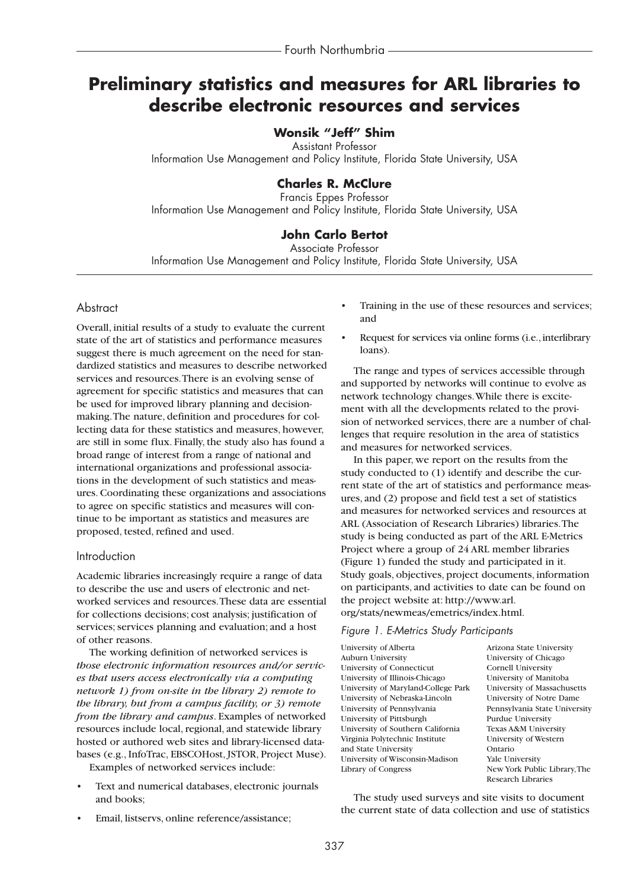# Preliminary statistics and measures for ARL libraries to describe electronic resources and services

**Wonsik "Jeff" Shim**
Assistant Professor
Information Use Management and Policy Institute, Florida State University, USA

**Charles R. McClure**
Francis Eppes Professor
Information Use Management and Policy Institute, Florida State University, USA

**John Carlo Bertot**
Associate Professor
Information Use Management and Policy Institute, Florida State University, USA

## Abstract

Overall, initial results of a study to evaluate the current state of the art of statistics and performance measures suggest there is much agreement on the need for standardized statistics and measures to describe networked services and resources. There is an evolving sense of agreement for specific statistics and measures that can be used for improved library planning and decision-making. The nature, definition and procedures for collecting data for these statistics and measures, however, are still in some flux. Finally, the study also has found a broad range of interest from a range of national and international organizations and professional associations in the development of such statistics and measures. Coordinating these organizations and associations to agree on specific statistics and measures will continue to be important as statistics and measures are proposed, tested, refined and used.

## Introduction

Academic libraries increasingly require a range of data to describe the use and users of electronic and networked services and resources. These data are essential for collections decisions; cost analysis; justification of services; services planning and evaluation; and a host of other reasons.

The working definition of networked services is *those electronic information resources and/or services that users access electronically via a computing network 1) from on-site in the library 2) remote to the library, but from a campus facility, or 3) remote from the library and campus*. Examples of networked resources include local, regional, and statewide library hosted or authored web sites and library-licensed databases (e.g., InfoTrac, EBSCOHost, JSTOR, Project Muse).

Examples of networked services include:

- Text and numerical databases, electronic journals and books;
- Email, listservs, online reference/assistance;
- Training in the use of these resources and services; and
- Request for services via online forms (i.e., interlibrary loans).

The range and types of services accessible through and supported by networks will continue to evolve as network technology changes. While there is excitement with all the developments related to the provision of networked services, there are a number of challenges that require resolution in the area of statistics and measures for networked services.

In this paper, we report on the results from the study conducted to (1) identify and describe the current state of the art of statistics and performance measures, and (2) propose and field test a set of statistics and measures for networked services and resources at ARL (Association of Research Libraries) libraries. The study is being conducted as part of the ARL E-Metrics Project where a group of 24 ARL member libraries (Figure 1) funded the study and participated in it. Study goals, objectives, project documents, information on participants, and activities to date can be found on the project website at: http://www.arl.org/stats/newmeas/emetrics/index.html.

*Figure 1. E-Metrics Study Participants*

| | |
|---|---|
| University of Alberta | Arizona State University |
| Auburn University | University of Chicago |
| University of Connecticut | Cornell University |
| University of Illinois-Chicago | University of Manitoba |
| University of Maryland-College Park | University of Massachusetts |
| University of Nebraska-Lincoln | University of Notre Dame |
| University of Pennsylvania | Pennsylvania State University |
| University of Pittsburgh | Purdue University |
| University of Southern California | Texas A&M University |
| Virginia Polytechnic Institute and State University | University of Western Ontario |
| University of Wisconsin-Madison | Yale University |
| Library of Congress | New York Public Library, The Research Libraries |

The study used surveys and site visits to document the current state of data collection and use of statistics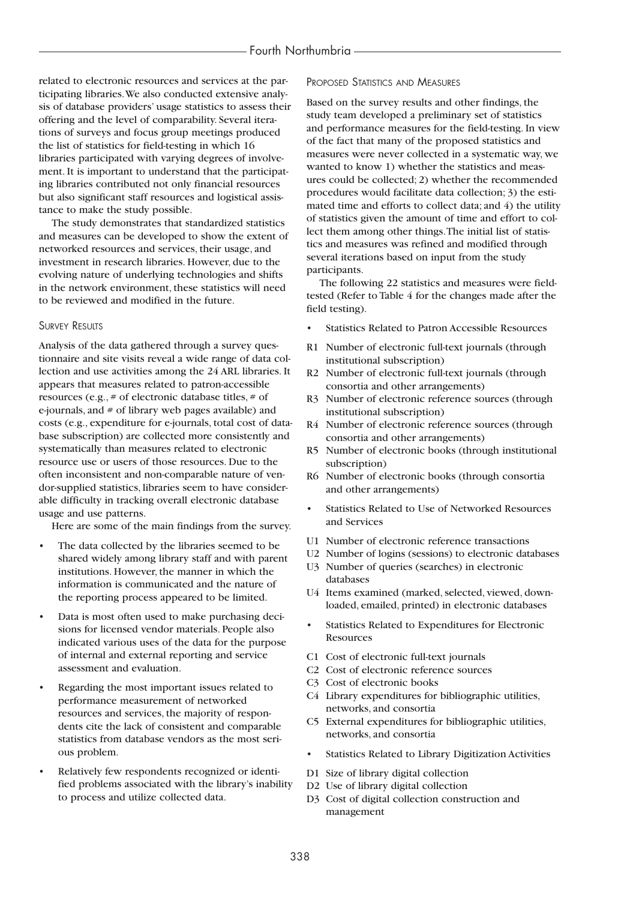related to electronic resources and services at the participating libraries. We also conducted extensive analysis of database providers' usage statistics to assess their offering and the level of comparability. Several iterations of surveys and focus group meetings produced the list of statistics for field-testing in which 16 libraries participated with varying degrees of involvement. It is important to understand that the participating libraries contributed not only financial resources but also significant staff resources and logistical assistance to make the study possible.

The study demonstrates that standardized statistics and measures can be developed to show the extent of networked resources and services, their usage, and investment in research libraries. However, due to the evolving nature of underlying technologies and shifts in the network environment, these statistics will need to be reviewed and modified in the future.

### Survey Results

Analysis of the data gathered through a survey questionnaire and site visits reveal a wide range of data collection and use activities among the 24 ARL libraries. It appears that measures related to patron-accessible resources (e.g., # of electronic database titles, # of e-journals, and # of library web pages available) and costs (e.g., expenditure for e-journals, total cost of database subscription) are collected more consistently and systematically than measures related to electronic resource use or users of those resources. Due to the often inconsistent and non-comparable nature of vendor-supplied statistics, libraries seem to have considerable difficulty in tracking overall electronic database usage and use patterns.

Here are some of the main findings from the survey.

- The data collected by the libraries seemed to be shared widely among library staff and with parent institutions. However, the manner in which the information is communicated and the nature of the reporting process appeared to be limited.
- Data is most often used to make purchasing decisions for licensed vendor materials. People also indicated various uses of the data for the purpose of internal and external reporting and service assessment and evaluation.
- Regarding the most important issues related to performance measurement of networked resources and services, the majority of respondents cite the lack of consistent and comparable statistics from database vendors as the most serious problem.
- Relatively few respondents recognized or identified problems associated with the library's inability to process and utilize collected data.

### Proposed Statistics and Measures

Based on the survey results and other findings, the study team developed a preliminary set of statistics and performance measures for the field-testing. In view of the fact that many of the proposed statistics and measures were never collected in a systematic way, we wanted to know 1) whether the statistics and measures could be collected; 2) whether the recommended procedures would facilitate data collection; 3) the estimated time and efforts to collect data; and 4) the utility of statistics given the amount of time and effort to collect them among other things. The initial list of statistics and measures was refined and modified through several iterations based on input from the study participants.

The following 22 statistics and measures were field-tested (Refer to Table 4 for the changes made after the field testing).

- Statistics Related to Patron Accessible Resources

R1 Number of electronic full-text journals (through institutional subscription)
R2 Number of electronic full-text journals (through consortia and other arrangements)
R3 Number of electronic reference sources (through institutional subscription)
R4 Number of electronic reference sources (through consortia and other arrangements)
R5 Number of electronic books (through institutional subscription)
R6 Number of electronic books (through consortia and other arrangements)

- Statistics Related to Use of Networked Resources and Services

U1 Number of electronic reference transactions
U2 Number of logins (sessions) to electronic databases
U3 Number of queries (searches) in electronic databases
U4 Items examined (marked, selected, viewed, downloaded, emailed, printed) in electronic databases

- Statistics Related to Expenditures for Electronic Resources

C1 Cost of electronic full-text journals
C2 Cost of electronic reference sources
C3 Cost of electronic books
C4 Library expenditures for bibliographic utilities, networks, and consortia
C5 External expenditures for bibliographic utilities, networks, and consortia

- Statistics Related to Library Digitization Activities

D1 Size of library digital collection
D2 Use of library digital collection
D3 Cost of digital collection construction and management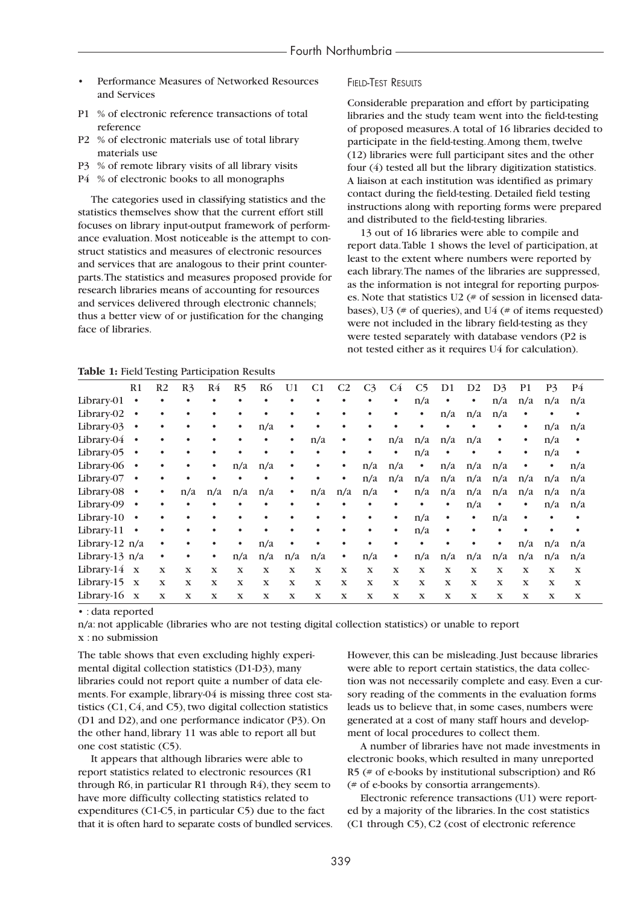- Performance Measures of Networked Resources and Services

P1 % of electronic reference transactions of total reference

P2 % of electronic materials use of total library materials use

P3 % of remote library visits of all library visits

P4 % of electronic books to all monographs

The categories used in classifying statistics and the statistics themselves show that the current effort still focuses on library input-output framework of performance evaluation. Most noticeable is the attempt to construct statistics and measures of electronic resources and services that are analogous to their print counterparts. The statistics and measures proposed provide for research libraries means of accounting for resources and services delivered through electronic channels; thus a better view of or justification for the changing face of libraries.

### Field-Test Results

Considerable preparation and effort by participating libraries and the study team went into the field-testing of proposed measures. A total of 16 libraries decided to participate in the field-testing. Among them, twelve (12) libraries were full participant sites and the other four (4) tested all but the library digitization statistics. A liaison at each institution was identified as primary contact during the field-testing. Detailed field testing instructions along with reporting forms were prepared and distributed to the field-testing libraries.

13 out of 16 libraries were able to compile and report data. Table 1 shows the level of participation, at least to the extent where numbers were reported by each library. The names of the libraries are suppressed, as the information is not integral for reporting purposes. Note that statistics U2 (# of session in licensed databases), U3 (# of queries), and U4 (# of items requested) were not included in the library field-testing as they were tested separately with database vendors (P2 is not tested either as it requires U4 for calculation).

**Table 1:** Field Testing Participation Results

| | R1 | R2 | R3 | R4 | R5 | R6 | U1 | C1 | C2 | C3 | C4 | C5 | D1 | D2 | D3 | P1 | P3 | P4 |
|---|---|---|---|---|---|---|---|---|---|---|---|---|---|---|---|---|---|---|
| Library-01 | • | • | • | • | • | • | • | • | • | • | • | n/a | • | • | n/a | n/a | n/a | n/a |
| Library-02 | • | • | • | • | • | • | • | • | • | • | • | • | n/a | n/a | n/a | • | • | • |
| Library-03 | • | • | • | • | • | n/a | • | • | • | • | • | • | • | • | • | • | n/a | n/a |
| Library-04 | • | • | • | • | • | • | • | n/a | • | • | n/a | n/a | n/a | n/a | • | • | n/a | • |
| Library-05 | • | • | • | • | • | • | • | • | • | • | • | n/a | • | • | • | • | n/a | • |
| Library-06 | • | • | • | • | n/a | n/a | • | • | • | n/a | n/a | • | n/a | n/a | n/a | • | • | n/a |
| Library-07 | • | • | • | • | • | • | • | • | • | n/a | n/a | n/a | n/a | n/a | n/a | n/a | n/a | n/a |
| Library-08 | • | • | n/a | n/a | n/a | n/a | • | n/a | n/a | n/a | • | n/a | n/a | n/a | n/a | n/a | n/a | n/a |
| Library-09 | • | • | • | • | • | • | • | • | • | • | • | • | • | n/a | • | • | n/a | n/a |
| Library-10 | • | • | • | • | • | • | • | • | • | • | • | n/a | • | • | n/a | • | • | • |
| Library-11 | • | • | • | • | • | • | • | • | • | • | • | n/a | • | • | • | • | • | • |
| Library-12 | n/a | • | • | • | • | n/a | • | • | • | • | • | • | • | • | • | n/a | n/a | n/a |
| Library-13 | n/a | • | • | • | n/a | n/a | n/a | n/a | • | n/a | • | n/a | n/a | n/a | n/a | n/a | n/a | n/a |
| Library-14 | x | x | x | x | x | x | x | x | x | x | x | x | x | x | x | x | x | x |
| Library-15 | x | x | x | x | x | x | x | x | x | x | x | x | x | x | x | x | x | x |
| Library-16 | x | x | x | x | x | x | x | x | x | x | x | x | x | x | x | x | x | x |

• : data reported

n/a: not applicable (libraries who are not testing digital collection statistics) or unable to report

x : no submission

The table shows that even excluding highly experimental digital collection statistics (D1-D3), many libraries could not report quite a number of data elements. For example, library-04 is missing three cost statistics (C1, C4, and C5), two digital collection statistics (D1 and D2), and one performance indicator (P3). On the other hand, library 11 was able to report all but one cost statistic (C5).

It appears that although libraries were able to report statistics related to electronic resources (R1 through R6, in particular R1 through R4), they seem to have more difficulty collecting statistics related to expenditures (C1-C5, in particular C5) due to the fact that it is often hard to separate costs of bundled services. However, this can be misleading. Just because libraries were able to report certain statistics, the data collection was not necessarily complete and easy. Even a cursory reading of the comments in the evaluation forms leads us to believe that, in some cases, numbers were generated at a cost of many staff hours and development of local procedures to collect them.

A number of libraries have not made investments in electronic books, which resulted in many unreported R5 (# of e-books by institutional subscription) and R6 (# of e-books by consortia arrangements).

Electronic reference transactions (U1) were reported by a majority of the libraries. In the cost statistics (C1 through C5), C2 (cost of electronic reference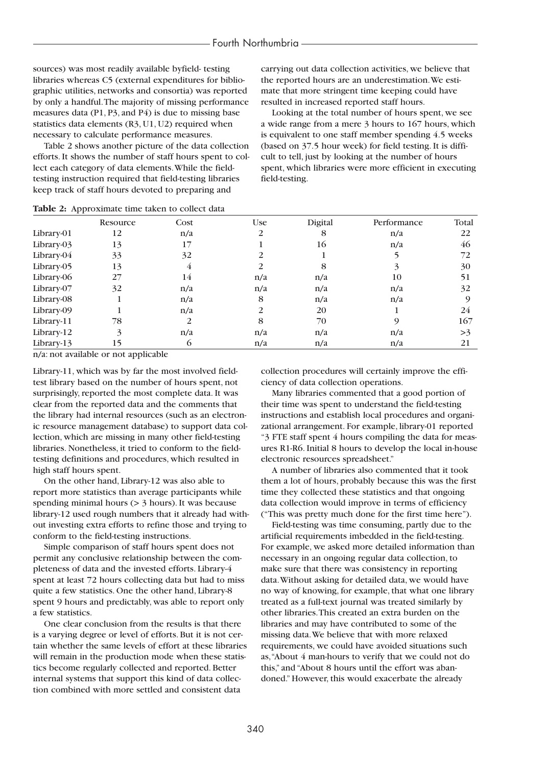sources) was most readily available byfield- testing libraries whereas C5 (external expenditures for bibliographic utilities, networks and consortia) was reported by only a handful. The majority of missing performance measures data (P1, P3, and P4) is due to missing base statistics data elements (R3, U1, U2) required when necessary to calculate performance measures.

Table 2 shows another picture of the data collection efforts. It shows the number of staff hours spent to collect each category of data elements. While the field-testing instruction required that field-testing libraries keep track of staff hours devoted to preparing and carrying out data collection activities, we believe that the reported hours are an underestimation. We estimate that more stringent time keeping could have resulted in increased reported staff hours.

Looking at the total number of hours spent, we see a wide range from a mere 3 hours to 167 hours, which is equivalent to one staff member spending 4.5 weeks (based on 37.5 hour week) for field testing. It is difficult to tell, just by looking at the number of hours spent, which libraries were more efficient in executing field-testing.

**Table 2:** Approximate time taken to collect data

| | Resource | Cost | Use | Digital | Performance | Total |
|---|---|---|---|---|---|---|
| Library-01 | 12 | n/a | 2 | 8 | n/a | 22 |
| Library-03 | 13 | 17 | 1 | 16 | n/a | 46 |
| Library-04 | 33 | 32 | 2 | 1 | 5 | 72 |
| Library-05 | 13 | 4 | 2 | 8 | 3 | 30 |
| Library-06 | 27 | 14 | n/a | n/a | 10 | 51 |
| Library-07 | 32 | n/a | n/a | n/a | n/a | 32 |
| Library-08 | 1 | n/a | 8 | n/a | n/a | 9 |
| Library-09 | 1 | n/a | 2 | 20 | 1 | 24 |
| Library-11 | 78 | 2 | 8 | 70 | 9 | 167 |
| Library-12 | 3 | n/a | n/a | n/a | n/a | >3 |
| Library-13 | 15 | 6 | n/a | n/a | n/a | 21 |

n/a: not available or not applicable

Library-11, which was by far the most involved field-test library based on the number of hours spent, not surprisingly, reported the most complete data. It was clear from the reported data and the comments that the library had internal resources (such as an electronic resource management database) to support data collection, which are missing in many other field-testing libraries. Nonetheless, it tried to conform to the field-testing definitions and procedures, which resulted in high staff hours spent.

On the other hand, Library-12 was also able to report more statistics than average participants while spending minimal hours (> 3 hours). It was because library-12 used rough numbers that it already had without investing extra efforts to refine those and trying to conform to the field-testing instructions.

Simple comparison of staff hours spent does not permit any conclusive relationship between the completeness of data and the invested efforts. Library-4 spent at least 72 hours collecting data but had to miss quite a few statistics. One the other hand, Library-8 spent 9 hours and predictably, was able to report only a few statistics.

One clear conclusion from the results is that there is a varying degree or level of efforts. But it is not certain whether the same levels of effort at these libraries will remain in the production mode when these statistics become regularly collected and reported. Better internal systems that support this kind of data collection combined with more settled and consistent data collection procedures will certainly improve the efficiency of data collection operations.

Many libraries commented that a good portion of their time was spent to understand the field-testing instructions and establish local procedures and organizational arrangement. For example, library-01 reported "3 FTE staff spent 4 hours compiling the data for measures R1-R6. Initial 8 hours to develop the local in-house electronic resources spreadsheet."

A number of libraries also commented that it took them a lot of hours, probably because this was the first time they collected these statistics and that ongoing data collection would improve in terms of efficiency ("This was pretty much done for the first time here").

Field-testing was time consuming, partly due to the artificial requirements imbedded in the field-testing. For example, we asked more detailed information than necessary in an ongoing regular data collection, to make sure that there was consistency in reporting data. Without asking for detailed data, we would have no way of knowing, for example, that what one library treated as a full-text journal was treated similarly by other libraries. This created an extra burden on the libraries and may have contributed to some of the missing data. We believe that with more relaxed requirements, we could have avoided situations such as, "About 4 man-hours to verify that we could not do this," and "About 8 hours until the effort was abandoned." However, this would exacerbate the already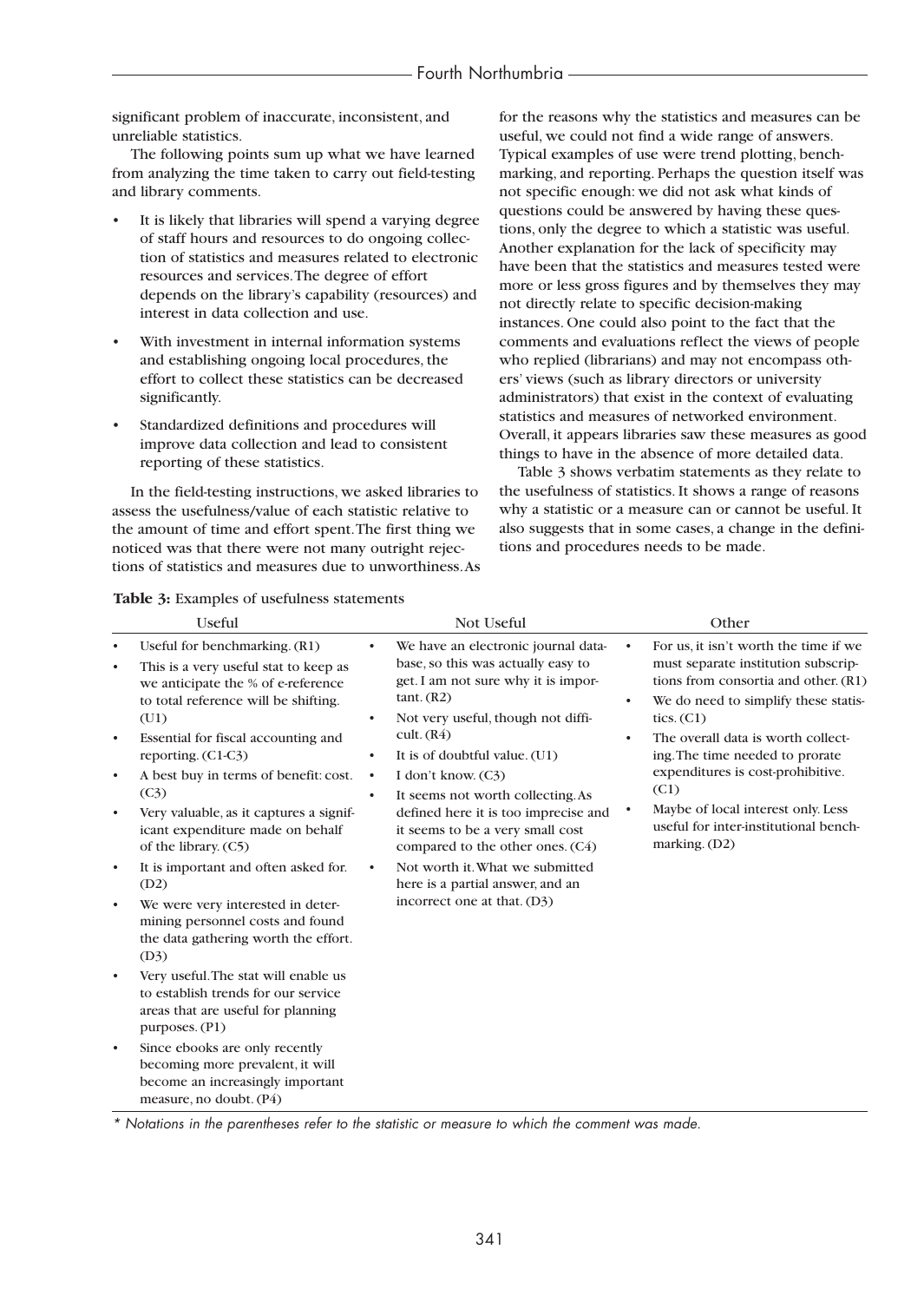significant problem of inaccurate, inconsistent, and unreliable statistics.

The following points sum up what we have learned from analyzing the time taken to carry out field-testing and library comments.

- It is likely that libraries will spend a varying degree of staff hours and resources to do ongoing collection of statistics and measures related to electronic resources and services. The degree of effort depends on the library's capability (resources) and interest in data collection and use.
- With investment in internal information systems and establishing ongoing local procedures, the effort to collect these statistics can be decreased significantly.
- Standardized definitions and procedures will improve data collection and lead to consistent reporting of these statistics.

In the field-testing instructions, we asked libraries to assess the usefulness/value of each statistic relative to the amount of time and effort spent. The first thing we noticed was that there were not many outright rejections of statistics and measures due to unworthiness. As for the reasons why the statistics and measures can be useful, we could not find a wide range of answers. Typical examples of use were trend plotting, benchmarking, and reporting. Perhaps the question itself was not specific enough: we did not ask what kinds of questions could be answered by having these questions, only the degree to which a statistic was useful. Another explanation for the lack of specificity may have been that the statistics and measures tested were more or less gross figures and by themselves they may not directly relate to specific decision-making instances. One could also point to the fact that the comments and evaluations reflect the views of people who replied (librarians) and may not encompass others' views (such as library directors or university administrators) that exist in the context of evaluating statistics and measures of networked environment. Overall, it appears libraries saw these measures as good things to have in the absence of more detailed data.

Table 3 shows verbatim statements as they relate to the usefulness of statistics. It shows a range of reasons why a statistic or a measure can or cannot be useful. It also suggests that in some cases, a change in the definitions and procedures needs to be made.

**Table 3:** Examples of usefulness statements

| Useful | Not Useful | Other |
|---|---|---|
| • Useful for benchmarking. (R1) | • We have an electronic journal database, so this was actually easy to get. I am not sure why it is important. (R2) | • For us, it isn't worth the time if we must separate institution subscriptions from consortia and other. (R1) |
| • This is a very useful stat to keep as we anticipate the % of e-reference to total reference will be shifting. (U1) | • Not very useful, though not difficult. (R4) | • We do need to simplify these statistics. (C1) |
| • Essential for fiscal accounting and reporting. (C1-C3) | • It is of doubtful value. (U1) | • The overall data is worth collecting. The time needed to prorate expenditures is cost-prohibitive. (C1) |
| • A best buy in terms of benefit: cost. (C3) | • I don't know. (C3) | • Maybe of local interest only. Less useful for inter-institutional benchmarking. (D2) |
| • Very valuable, as it captures a significant expenditure made on behalf of the library. (C5) | • It seems not worth collecting. As defined here it is too imprecise and it seems to be a very small cost compared to the other ones. (C4) | |
| • It is important and often asked for. (D2) | • Not worth it. What we submitted here is a partial answer, and an incorrect one at that. (D3) | |
| • We were very interested in determining personnel costs and found the data gathering worth the effort. (D3) | | |
| • Very useful. The stat will enable us to establish trends for our service areas that are useful for planning purposes. (P1) | | |
| • Since ebooks are only recently becoming more prevalent, it will become an increasingly important measure, no doubt. (P4) | | |

*\* Notations in the parentheses refer to the statistic or measure to which the comment was made.*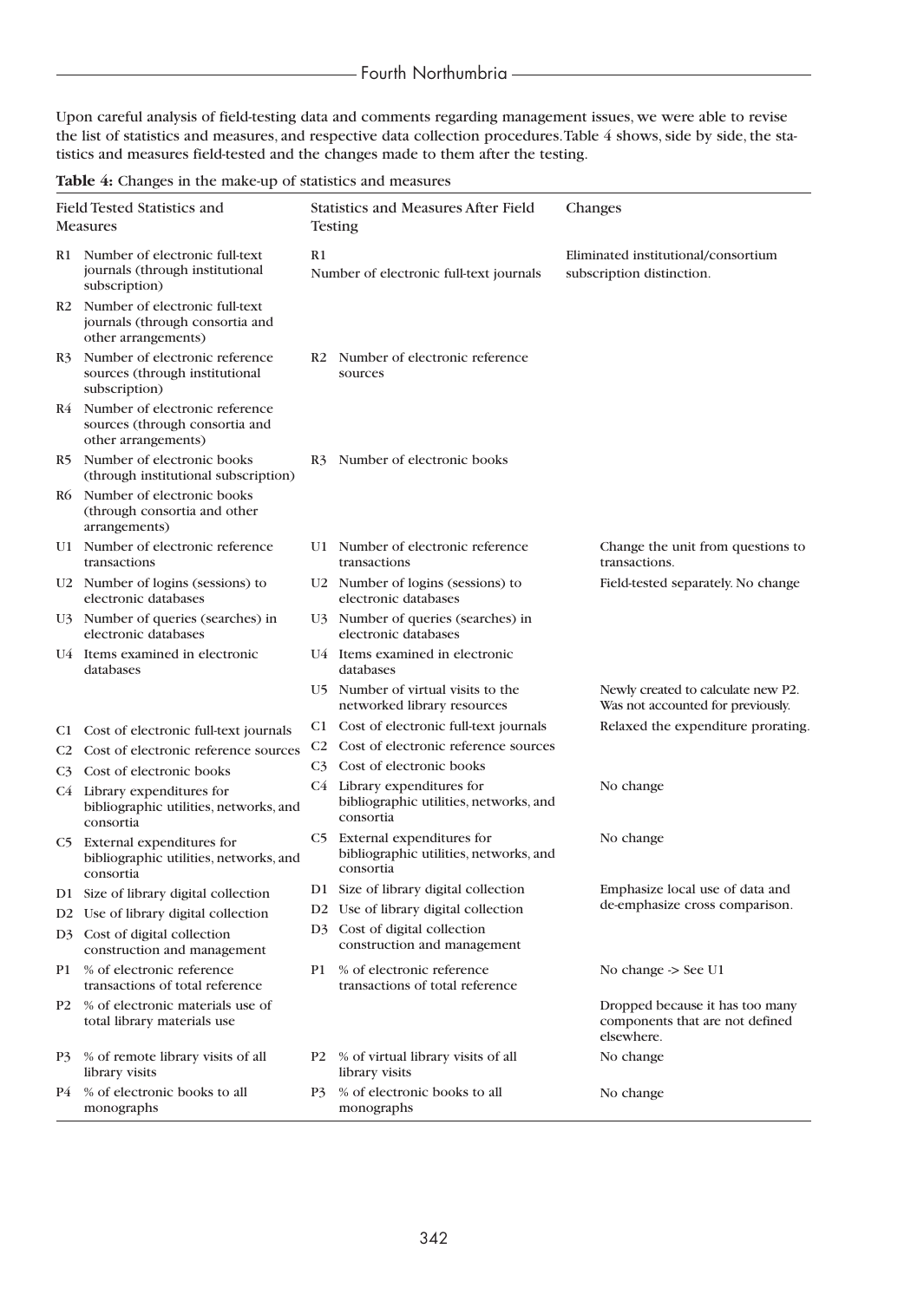Upon careful analysis of field-testing data and comments regarding management issues, we were able to revise the list of statistics and measures, and respective data collection procedures. Table 4 shows, side by side, the statistics and measures field-tested and the changes made to them after the testing.

**Table 4:** Changes in the make-up of statistics and measures

| Field Tested Statistics and Measures | Statistics and Measures After Field Testing | Changes |
|---|---|---|
| R1 Number of electronic full-text journals (through institutional subscription) | R1 Number of electronic full-text journals | Eliminated institutional/consortium subscription distinction. |
| R2 Number of electronic full-text journals (through consortia and other arrangements) | | |
| R3 Number of electronic reference sources (through institutional subscription) | R2 Number of electronic reference sources | |
| R4 Number of electronic reference sources (through consortia and other arrangements) | | |
| R5 Number of electronic books (through institutional subscription) | R3 Number of electronic books | |
| R6 Number of electronic books (through consortia and other arrangements) | | |
| U1 Number of electronic reference transactions | U1 Number of electronic reference transactions | Change the unit from questions to transactions. |
| U2 Number of logins (sessions) to electronic databases | U2 Number of logins (sessions) to electronic databases | Field-tested separately. No change |
| U3 Number of queries (searches) in electronic databases | U3 Number of queries (searches) in electronic databases | |
| U4 Items examined in electronic databases | U4 Items examined in electronic databases | |
| | U5 Number of virtual visits to the networked library resources | Newly created to calculate new P2. Was not accounted for previously. |
| C1 Cost of electronic full-text journals | C1 Cost of electronic full-text journals | Relaxed the expenditure prorating. |
| C2 Cost of electronic reference sources | C2 Cost of electronic reference sources | |
| C3 Cost of electronic books | C3 Cost of electronic books | |
| C4 Library expenditures for bibliographic utilities, networks, and consortia | C4 Library expenditures for bibliographic utilities, networks, and consortia | No change |
| C5 External expenditures for bibliographic utilities, networks, and consortia | C5 External expenditures for bibliographic utilities, networks, and consortia | No change |
| D1 Size of library digital collection | D1 Size of library digital collection | Emphasize local use of data and de-emphasize cross comparison. |
| D2 Use of library digital collection | D2 Use of library digital collection | |
| D3 Cost of digital collection construction and management | D3 Cost of digital collection construction and management | |
| P1 % of electronic reference transactions of total reference | P1 % of electronic reference transactions of total reference | No change -> See U1 |
| P2 % of electronic materials use of total library materials use | | Dropped because it has too many components that are not defined elsewhere. |
| P3 % of remote library visits of all library visits | P2 % of virtual library visits of all library visits | No change |
| P4 % of electronic books to all monographs | P3 % of electronic books to all monographs | No change |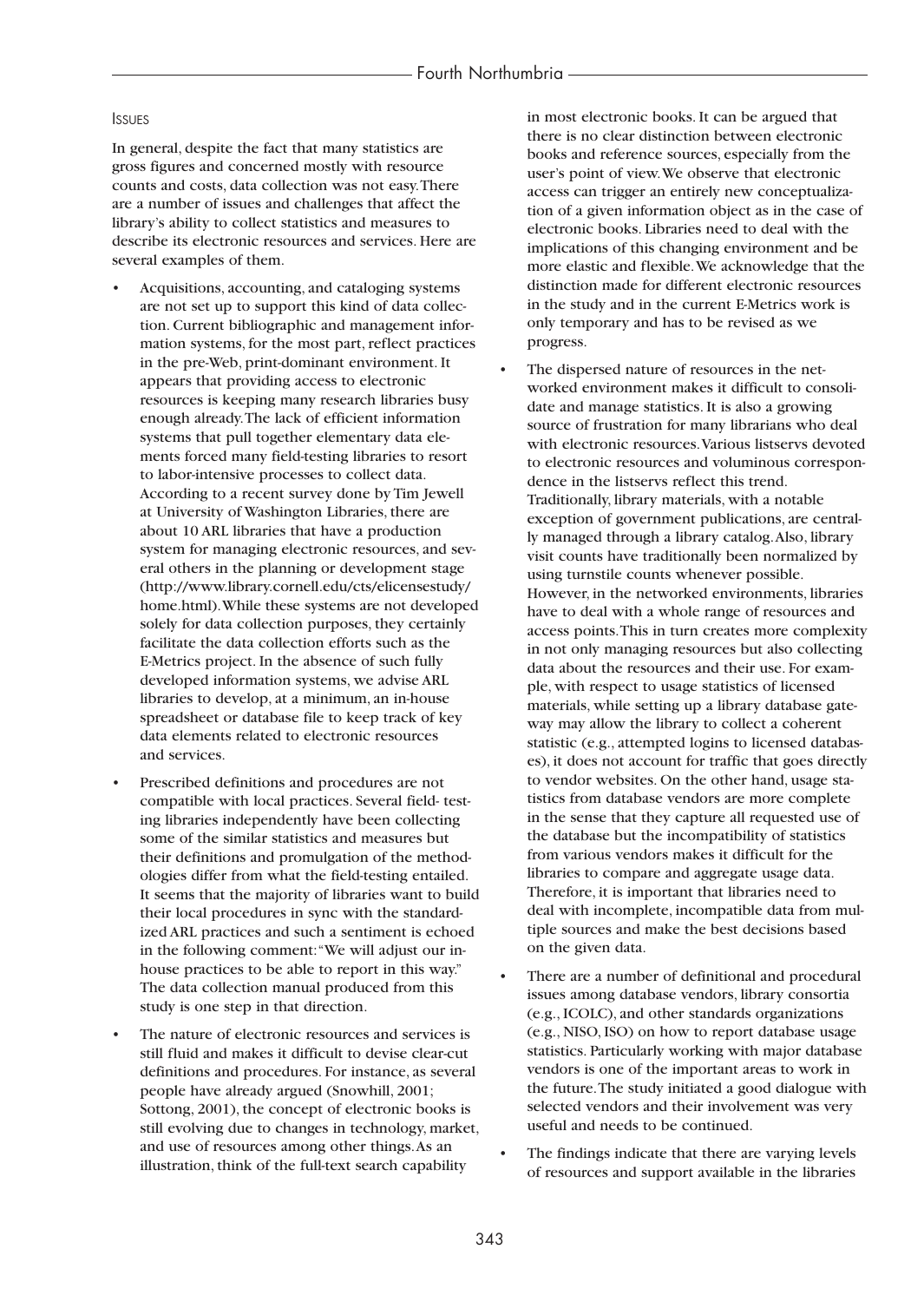## Issues

In general, despite the fact that many statistics are gross figures and concerned mostly with resource counts and costs, data collection was not easy. There are a number of issues and challenges that affect the library's ability to collect statistics and measures to describe its electronic resources and services. Here are several examples of them.

- Acquisitions, accounting, and cataloging systems are not set up to support this kind of data collection. Current bibliographic and management information systems, for the most part, reflect practices in the pre-Web, print-dominant environment. It appears that providing access to electronic resources is keeping many research libraries busy enough already. The lack of efficient information systems that pull together elementary data elements forced many field-testing libraries to resort to labor-intensive processes to collect data. According to a recent survey done by Tim Jewell at University of Washington Libraries, there are about 10 ARL libraries that have a production system for managing electronic resources, and several others in the planning or development stage (http://www.library.cornell.edu/cts/elicensestudy/home.html). While these systems are not developed solely for data collection purposes, they certainly facilitate the data collection efforts such as the E-Metrics project. In the absence of such fully developed information systems, we advise ARL libraries to develop, at a minimum, an in-house spreadsheet or database file to keep track of key data elements related to electronic resources and services.
- Prescribed definitions and procedures are not compatible with local practices. Several field- testing libraries independently have been collecting some of the similar statistics and measures but their definitions and promulgation of the methodologies differ from what the field-testing entailed. It seems that the majority of libraries want to build their local procedures in sync with the standardized ARL practices and such a sentiment is echoed in the following comment: "We will adjust our in-house practices to be able to report in this way." The data collection manual produced from this study is one step in that direction.
- The nature of electronic resources and services is still fluid and makes it difficult to devise clear-cut definitions and procedures. For instance, as several people have already argued (Snowhill, 2001; Sottong, 2001), the concept of electronic books is still evolving due to changes in technology, market, and use of resources among other things. As an illustration, think of the full-text search capability in most electronic books. It can be argued that there is no clear distinction between electronic books and reference sources, especially from the user's point of view. We observe that electronic access can trigger an entirely new conceptualization of a given information object as in the case of electronic books. Libraries need to deal with the implications of this changing environment and be more elastic and flexible. We acknowledge that the distinction made for different electronic resources in the study and in the current E-Metrics work is only temporary and has to be revised as we progress.
- The dispersed nature of resources in the networked environment makes it difficult to consolidate and manage statistics. It is also a growing source of frustration for many librarians who deal with electronic resources. Various listservs devoted to electronic resources and voluminous correspondence in the listservs reflect this trend. Traditionally, library materials, with a notable exception of government publications, are centrally managed through a library catalog. Also, library visit counts have traditionally been normalized by using turnstile counts whenever possible. However, in the networked environments, libraries have to deal with a whole range of resources and access points. This in turn creates more complexity in not only managing resources but also collecting data about the resources and their use. For example, with respect to usage statistics of licensed materials, while setting up a library database gateway may allow the library to collect a coherent statistic (e.g., attempted logins to licensed databases), it does not account for traffic that goes directly to vendor websites. On the other hand, usage statistics from database vendors are more complete in the sense that they capture all requested use of the database but the incompatibility of statistics from various vendors makes it difficult for the libraries to compare and aggregate usage data. Therefore, it is important that libraries need to deal with incomplete, incompatible data from multiple sources and make the best decisions based on the given data.
- There are a number of definitional and procedural issues among database vendors, library consortia (e.g., ICOLC), and other standards organizations (e.g., NISO, ISO) on how to report database usage statistics. Particularly working with major database vendors is one of the important areas to work in the future. The study initiated a good dialogue with selected vendors and their involvement was very useful and needs to be continued.
- The findings indicate that there are varying levels of resources and support available in the libraries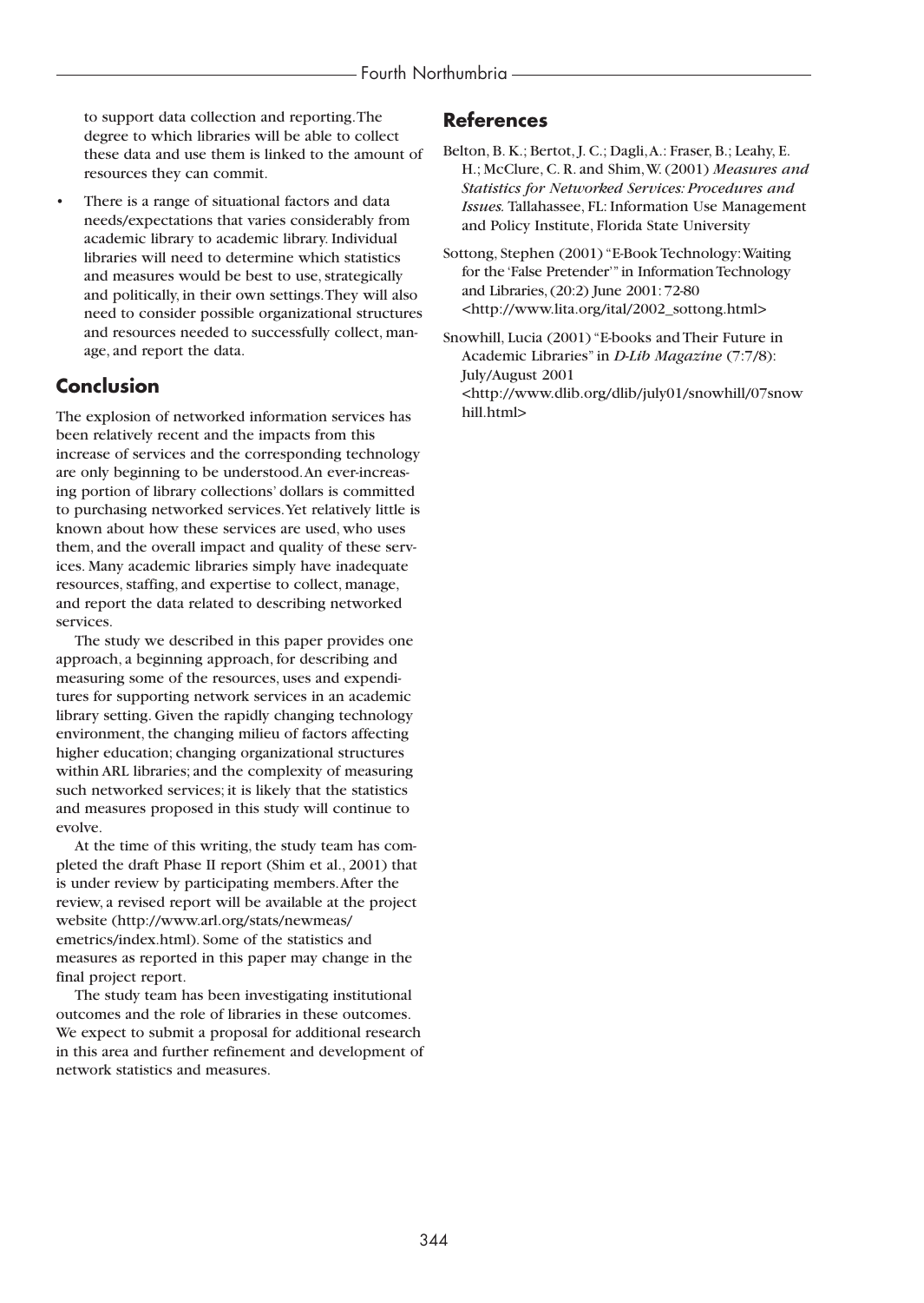to support data collection and reporting. The degree to which libraries will be able to collect these data and use them is linked to the amount of resources they can commit.

- There is a range of situational factors and data needs/expectations that varies considerably from academic library to academic library. Individual libraries will need to determine which statistics and measures would be best to use, strategically and politically, in their own settings. They will also need to consider possible organizational structures and resources needed to successfully collect, manage, and report the data.

## Conclusion

The explosion of networked information services has been relatively recent and the impacts from this increase of services and the corresponding technology are only beginning to be understood. An ever-increasing portion of library collections' dollars is committed to purchasing networked services. Yet relatively little is known about how these services are used, who uses them, and the overall impact and quality of these services. Many academic libraries simply have inadequate resources, staffing, and expertise to collect, manage, and report the data related to describing networked services.

The study we described in this paper provides one approach, a beginning approach, for describing and measuring some of the resources, uses and expenditures for supporting network services in an academic library setting. Given the rapidly changing technology environment, the changing milieu of factors affecting higher education; changing organizational structures within ARL libraries; and the complexity of measuring such networked services; it is likely that the statistics and measures proposed in this study will continue to evolve.

At the time of this writing, the study team has completed the draft Phase II report (Shim et al., 2001) that is under review by participating members. After the review, a revised report will be available at the project website (http://www.arl.org/stats/newmeas/emetrics/index.html). Some of the statistics and measures as reported in this paper may change in the final project report.

The study team has been investigating institutional outcomes and the role of libraries in these outcomes. We expect to submit a proposal for additional research in this area and further refinement and development of network statistics and measures.

## References

Belton, B. K.; Bertot, J. C.; Dagli, A.: Fraser, B.; Leahy, E. H.; McClure, C. R. and Shim, W. (2001) *Measures and Statistics for Networked Services: Procedures and Issues.* Tallahassee, FL: Information Use Management and Policy Institute, Florida State University

Sottong, Stephen (2001) "E-Book Technology: Waiting for the 'False Pretender'" in Information Technology and Libraries, (20:2) June 2001: 72-80 <http://www.lita.org/ital/2002_sottong.html>

Snowhill, Lucia (2001) "E-books and Their Future in Academic Libraries" in *D-Lib Magazine* (7:7/8): July/August 2001 <http://www.dlib.org/dlib/july01/snowhill/07snowhill.html>